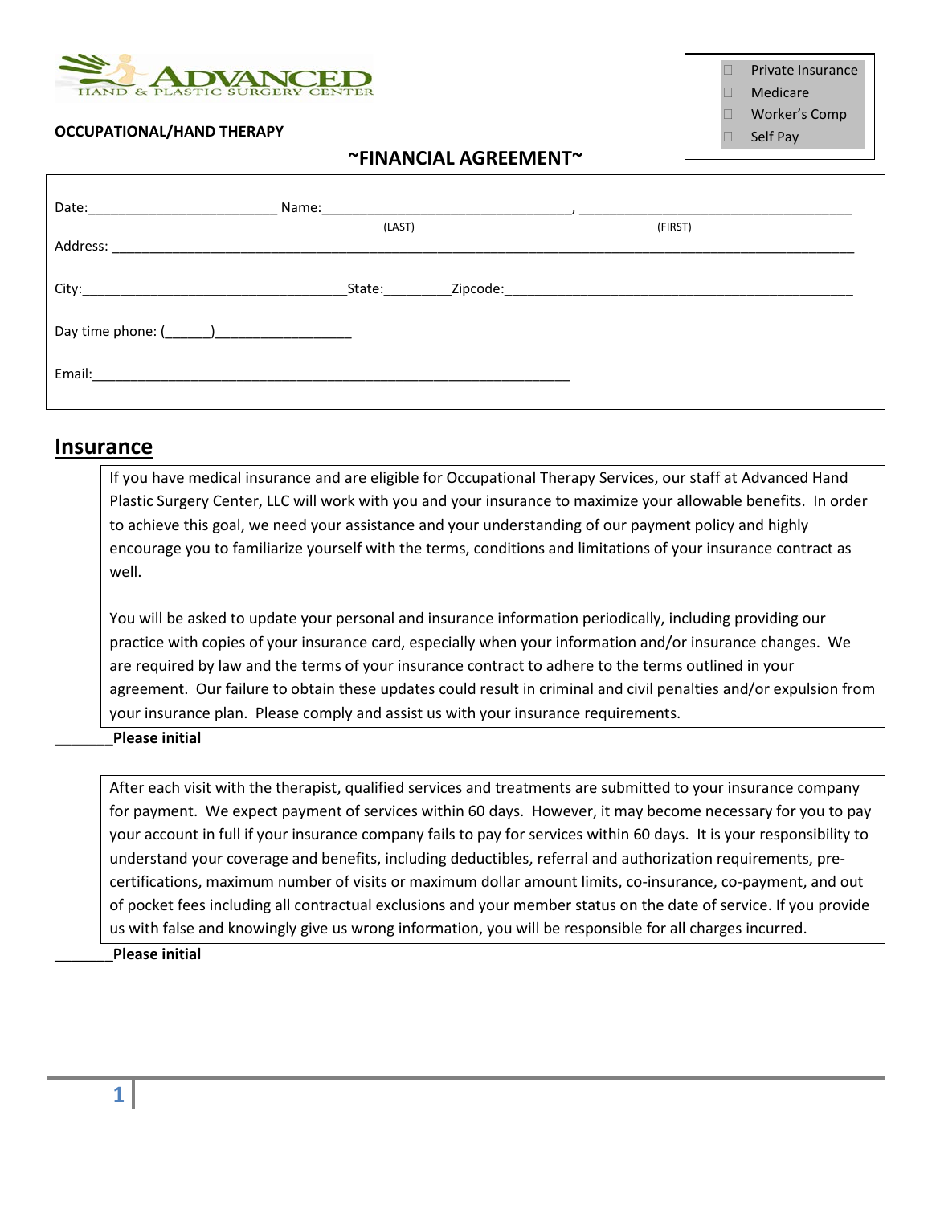ADVANCED
HAND & PLASTIC SURGERY CENTER

- ☐ Private Insurance
- ☐ Medicare
- ☐ Worker's Comp
- ☐ Self Pay

**OCCUPATIONAL/HAND THERAPY**

## ~FINANCIAL AGREEMENT~

Date:_________________________ Name:_________________________________, ____________________________________
(LAST) (FIRST)

Address: ______________________________________________________________________________________________

City:___________________________________State:_________Zipcode:________________________________________________

Day time phone: (______)__________________

Email:_______________________________________________________________

## Insurance

If you have medical insurance and are eligible for Occupational Therapy Services, our staff at Advanced Hand Plastic Surgery Center, LLC will work with you and your insurance to maximize your allowable benefits. In order to achieve this goal, we need your assistance and your understanding of our payment policy and highly encourage you to familiarize yourself with the terms, conditions and limitations of your insurance contract as well.

You will be asked to update your personal and insurance information periodically, including providing our practice with copies of your insurance card, especially when your information and/or insurance changes. We are required by law and the terms of your insurance contract to adhere to the terms outlined in your agreement. Our failure to obtain these updates could result in criminal and civil penalties and/or expulsion from your insurance plan. Please comply and assist us with your insurance requirements.

_______**Please initial**

After each visit with the therapist, qualified services and treatments are submitted to your insurance company for payment. We expect payment of services within 60 days. However, it may become necessary for you to pay your account in full if your insurance company fails to pay for services within 60 days. It is your responsibility to understand your coverage and benefits, including deductibles, referral and authorization requirements, pre-certifications, maximum number of visits or maximum dollar amount limits, co-insurance, co-payment, and out of pocket fees including all contractual exclusions and your member status on the date of service. If you provide us with false and knowingly give us wrong information, you will be responsible for all charges incurred.

_______**Please initial**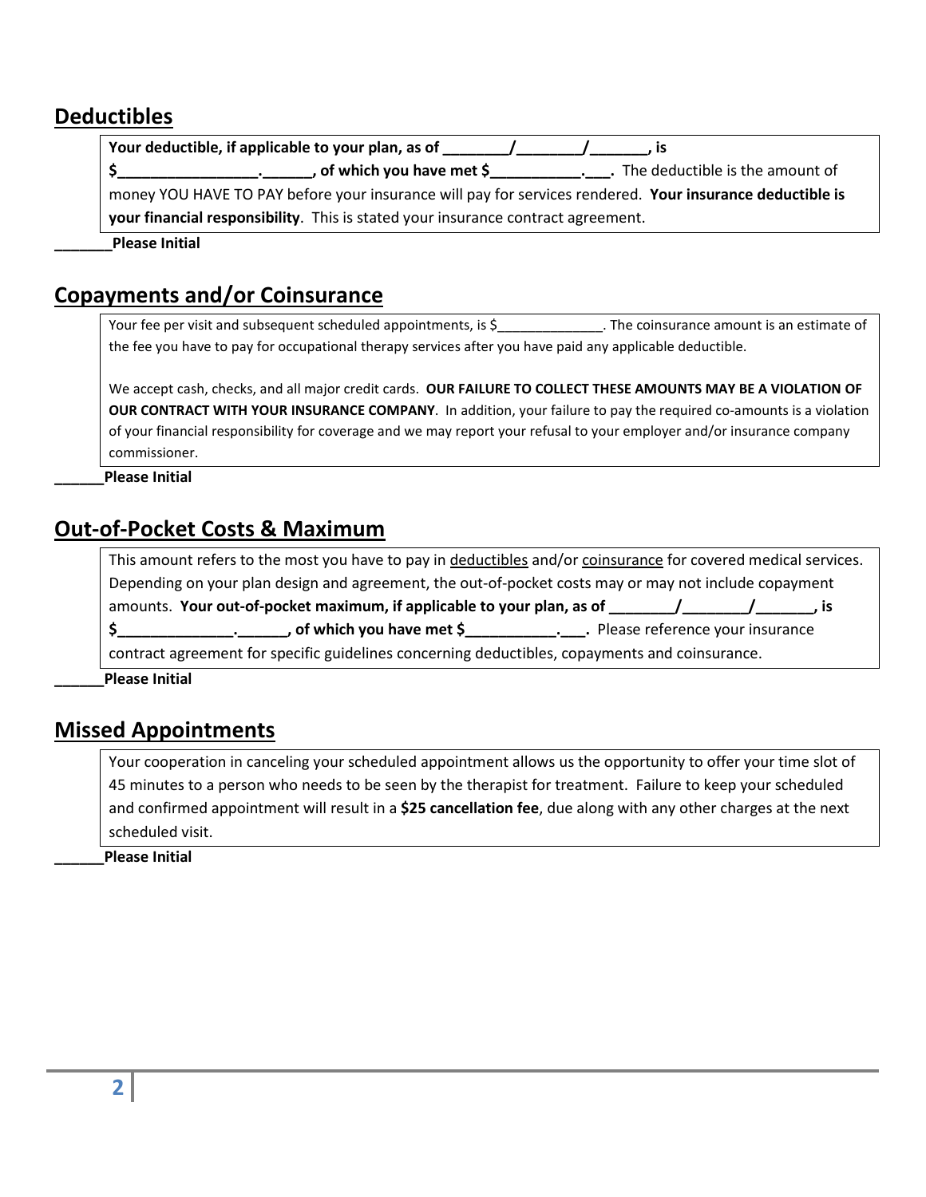## Deductibles

**Your deductible, if applicable to your plan, as of ________/________/_______, is $_________________.______, of which you have met $___________.___.** The deductible is the amount of money YOU HAVE TO PAY before your insurance will pay for services rendered. **Your insurance deductible is your financial responsibility**. This is stated your insurance contract agreement.

**_______Please Initial**

## Copayments and/or Coinsurance

Your fee per visit and subsequent scheduled appointments, is $______________. The coinsurance amount is an estimate of the fee you have to pay for occupational therapy services after you have paid any applicable deductible.

We accept cash, checks, and all major credit cards. **OUR FAILURE TO COLLECT THESE AMOUNTS MAY BE A VIOLATION OF OUR CONTRACT WITH YOUR INSURANCE COMPANY**. In addition, your failure to pay the required co-amounts is a violation of your financial responsibility for coverage and we may report your refusal to your employer and/or insurance company commissioner.

**______Please Initial**

## Out-of-Pocket Costs & Maximum

This amount refers to the most you have to pay in deductibles and/or coinsurance for covered medical services. Depending on your plan design and agreement, the out-of-pocket costs may or may not include copayment amounts. **Your out-of-pocket maximum, if applicable to your plan, as of ________/________/_______, is $______________.______, of which you have met $___________.___.** Please reference your insurance contract agreement for specific guidelines concerning deductibles, copayments and coinsurance.

**______Please Initial**

## Missed Appointments

Your cooperation in canceling your scheduled appointment allows us the opportunity to offer your time slot of 45 minutes to a person who needs to be seen by the therapist for treatment. Failure to keep your scheduled and confirmed appointment will result in a **$25 cancellation fee**, due along with any other charges at the next scheduled visit.

**______Please Initial**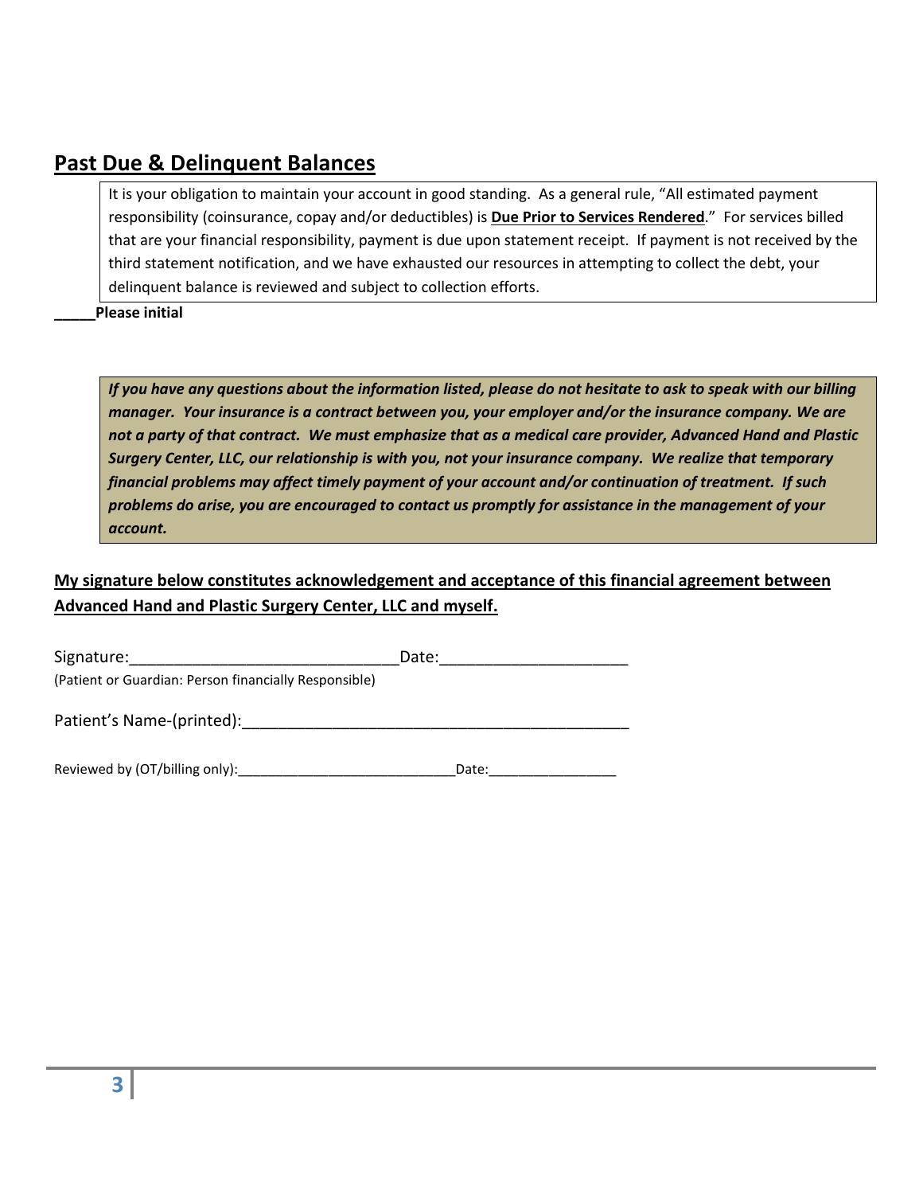## Past Due & Delinquent Balances

It is your obligation to maintain your account in good standing. As a general rule, "All estimated payment responsibility (coinsurance, copay and/or deductibles) is **Due Prior to Services Rendered**." For services billed that are your financial responsibility, payment is due upon statement receipt. If payment is not received by the third statement notification, and we have exhausted our resources in attempting to collect the debt, your delinquent balance is reviewed and subject to collection efforts.

**_____Please initial**

***If you have any questions about the information listed, please do not hesitate to ask to speak with our billing manager. Your insurance is a contract between you, your employer and/or the insurance company. We are not a party of that contract. We must emphasize that as a medical care provider, Advanced Hand and Plastic Surgery Center, LLC, our relationship is with you, not your insurance company. We realize that temporary financial problems may affect timely payment of your account and/or continuation of treatment. If such problems do arise, you are encouraged to contact us promptly for assistance in the management of your account.***

**My signature below constitutes acknowledgement and acceptance of this financial agreement between Advanced Hand and Plastic Surgery Center, LLC and myself.**

Signature:______________________________Date:_____________________

(Patient or Guardian: Person financially Responsible)

Patient's Name-(printed):____________________________________________

Reviewed by (OT/billing only):_____________________________Date:_________________